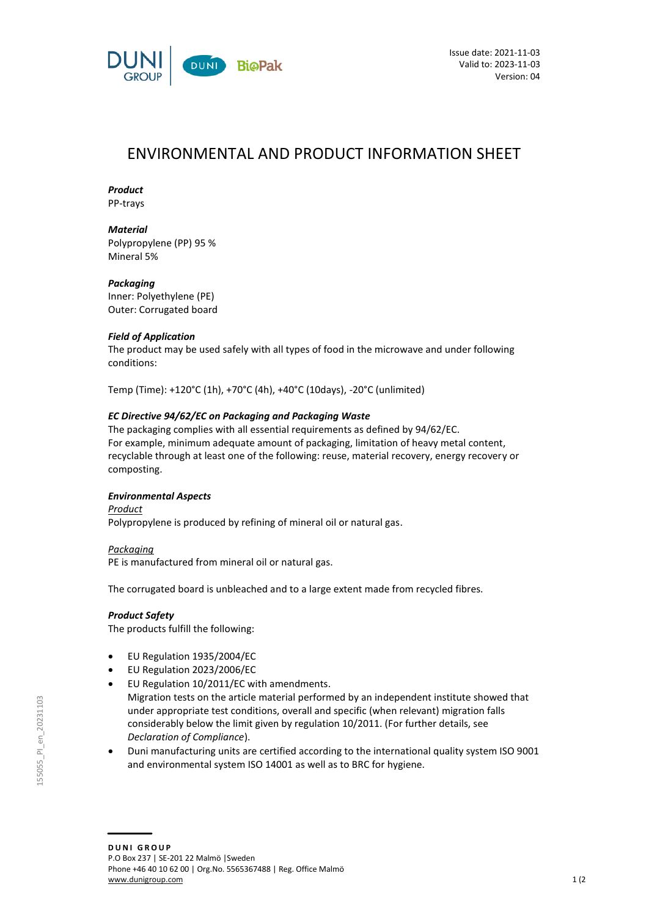Issue date: 2021-11-03
Valid to: 2023-11-03
Version: 04

# ENVIRONMENTAL AND PRODUCT INFORMATION SHEET

***Product***
PP-trays

***Material***
Polypropylene (PP) 95 %
Mineral 5%

***Packaging***
Inner: Polyethylene (PE)
Outer: Corrugated board

***Field of Application***
The product may be used safely with all types of food in the microwave and under following conditions:

Temp (Time): +120°C (1h), +70°C (4h), +40°C (10days), -20°C (unlimited)

***EC Directive 94/62/EC on Packaging and Packaging Waste***
The packaging complies with all essential requirements as defined by 94/62/EC.
For example, minimum adequate amount of packaging, limitation of heavy metal content, recyclable through at least one of the following: reuse, material recovery, energy recovery or composting.

***Environmental Aspects***
Product
Polypropylene is produced by refining of mineral oil or natural gas.

Packaging
PE is manufactured from mineral oil or natural gas.

The corrugated board is unbleached and to a large extent made from recycled fibres.

***Product Safety***
The products fulfill the following:

- EU Regulation 1935/2004/EC
- EU Regulation 2023/2006/EC
- EU Regulation 10/2011/EC with amendments.
  Migration tests on the article material performed by an independent institute showed that under appropriate test conditions, overall and specific (when relevant) migration falls considerably below the limit given by regulation 10/2011. (For further details, see *Declaration of Compliance*).
- Duni manufacturing units are certified according to the international quality system ISO 9001 and environmental system ISO 14001 as well as to BRC for hygiene.

155055_PI_en_20231103

**DUNI GROUP**
P.O Box 237 | SE-201 22 Malmö |Sweden
Phone +46 40 10 62 00 | Org.No. 5565367488 | Reg. Office Malmö
www.dunigroup.com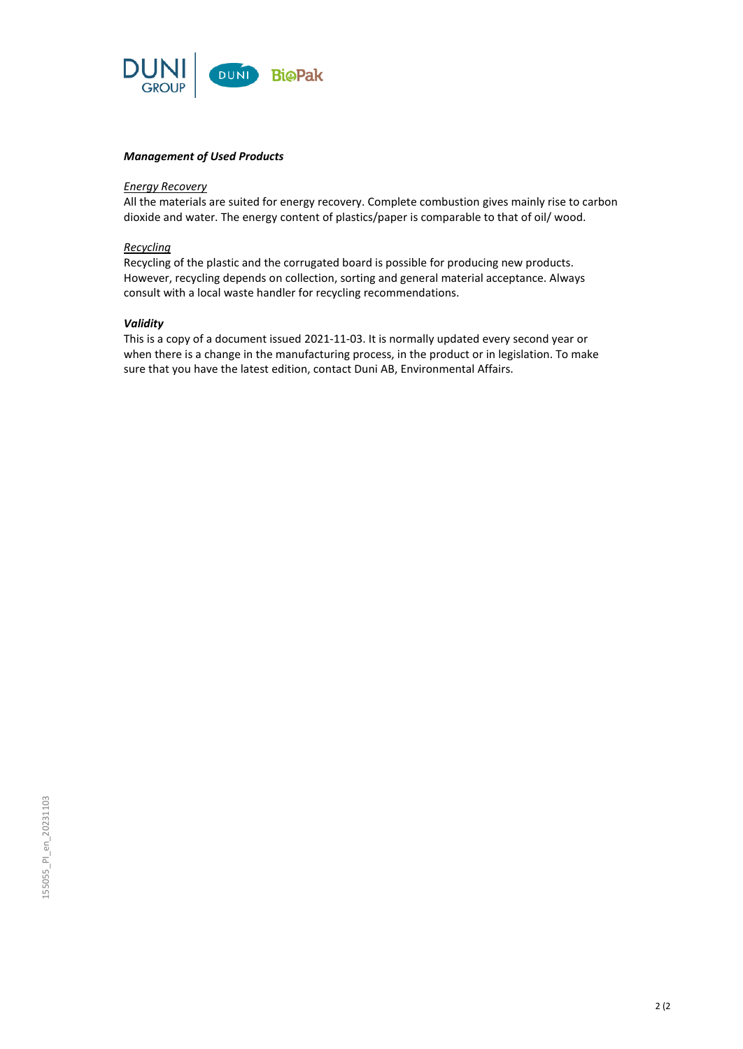***Management of Used Products***

*Energy Recovery*

All the materials are suited for energy recovery. Complete combustion gives mainly rise to carbon dioxide and water. The energy content of plastics/paper is comparable to that of oil/ wood.

*Recycling*

Recycling of the plastic and the corrugated board is possible for producing new products. However, recycling depends on collection, sorting and general material acceptance. Always consult with a local waste handler for recycling recommendations.

***Validity***

This is a copy of a document issued 2021-11-03. It is normally updated every second year or when there is a change in the manufacturing process, in the product or in legislation. To make sure that you have the latest edition, contact Duni AB, Environmental Affairs.

155055_PI_en_20231103